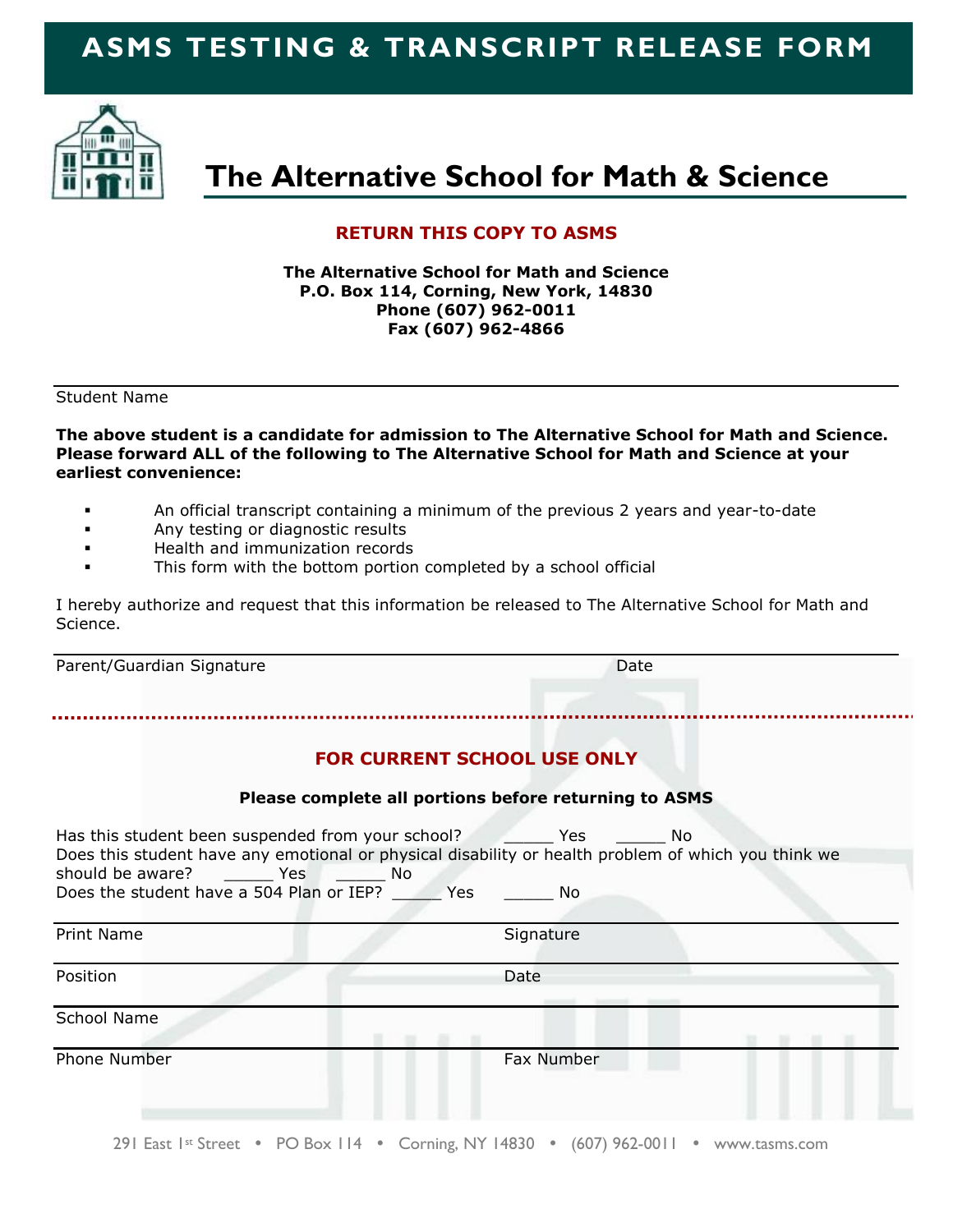# ASMS TESTING & TRANSCRIPT RELEASE FORM

## The Alternative School for Math & Science

**RETURN THIS COPY TO ASMS**

**The Alternative School for Math and Science**
**P.O. Box 114, Corning, New York, 14830**
**Phone (607) 962-0011**
**Fax (607) 962-4866**

---

Student Name

**The above student is a candidate for admission to The Alternative School for Math and Science. Please forward ALL of the following to The Alternative School for Math and Science at your earliest convenience:**

- An official transcript containing a minimum of the previous 2 years and year-to-date
- Any testing or diagnostic results
- Health and immunization records
- This form with the bottom portion completed by a school official

I hereby authorize and request that this information be released to The Alternative School for Math and Science.

---

Parent/Guardian Signature                                        Date

---

**FOR CURRENT SCHOOL USE ONLY**

**Please complete all portions before returning to ASMS**

Has this student been suspended from your school? _____ Yes _____ No

Does this student have any emotional or physical disability or health problem of which you think we should be aware? _____ Yes _____ No

Does the student have a 504 Plan or IEP? _____ Yes _____ No

---

Print Name                                        Signature

---

Position                                        Date

---

School Name

---

Phone Number                                        Fax Number

291 East 1st Street • PO Box 114 • Corning, NY 14830 • (607) 962-0011 • www.tasms.com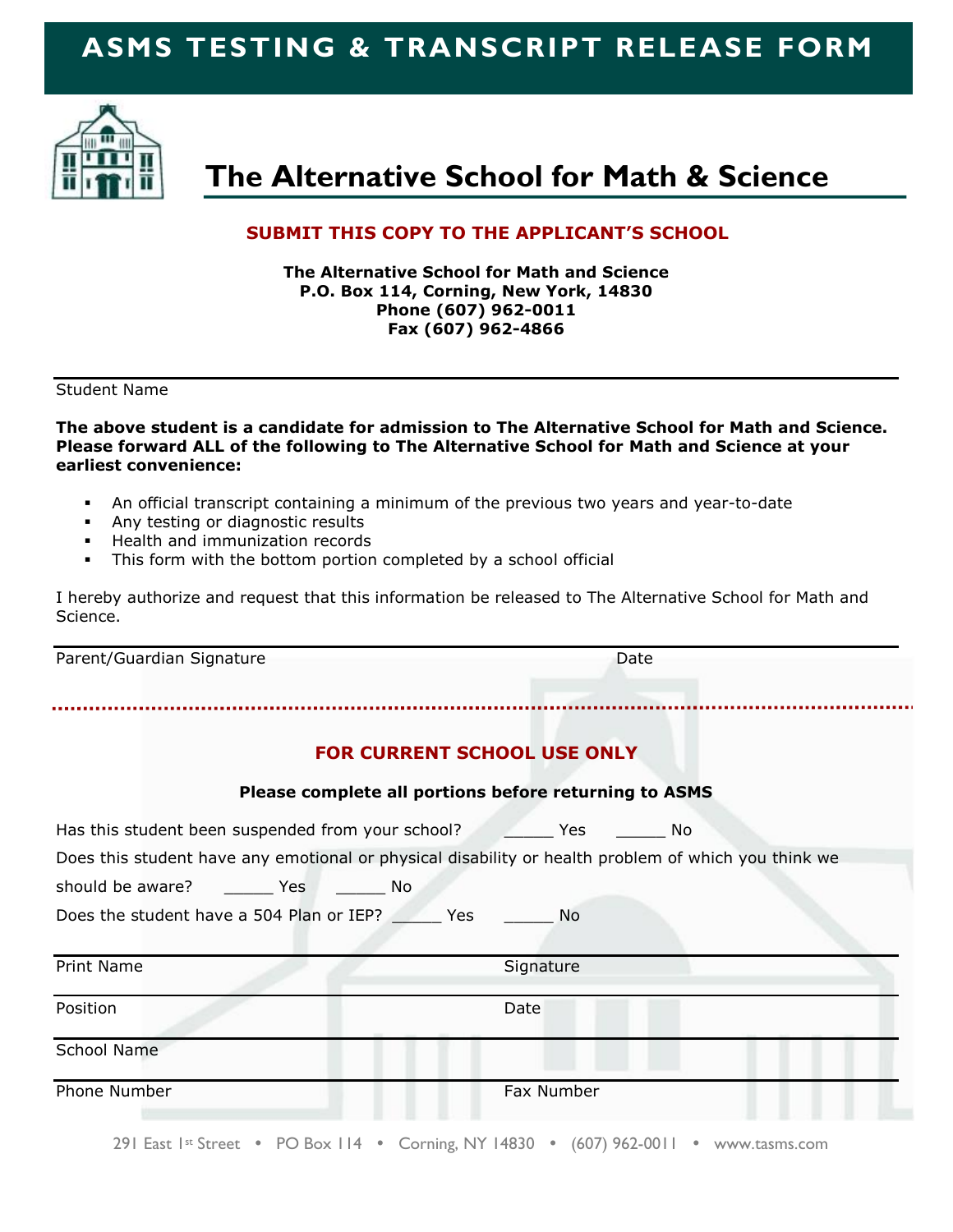# ASMS TESTING & TRANSCRIPT RELEASE FORM

## The Alternative School for Math & Science

**SUBMIT THIS COPY TO THE APPLICANT'S SCHOOL**

**The Alternative School for Math and Science**
**P.O. Box 114, Corning, New York, 14830**
**Phone (607) 962-0011**
**Fax (607) 962-4866**

Student Name

**The above student is a candidate for admission to The Alternative School for Math and Science. Please forward ALL of the following to The Alternative School for Math and Science at your earliest convenience:**

- An official transcript containing a minimum of the previous two years and year-to-date
- Any testing or diagnostic results
- Health and immunization records
- This form with the bottom portion completed by a school official

I hereby authorize and request that this information be released to The Alternative School for Math and Science.

Parent/Guardian Signature Date

**FOR CURRENT SCHOOL USE ONLY**

**Please complete all portions before returning to ASMS**

Has this student been suspended from your school? _____ Yes _____ No

Does this student have any emotional or physical disability or health problem of which you think we should be aware? _____ Yes _____ No

Does the student have a 504 Plan or IEP? _____ Yes _____ No

Print Name Signature

Position Date

School Name

Phone Number Fax Number

291 East 1st Street • PO Box 114 • Corning, NY 14830 • (607) 962-0011 • www.tasms.com